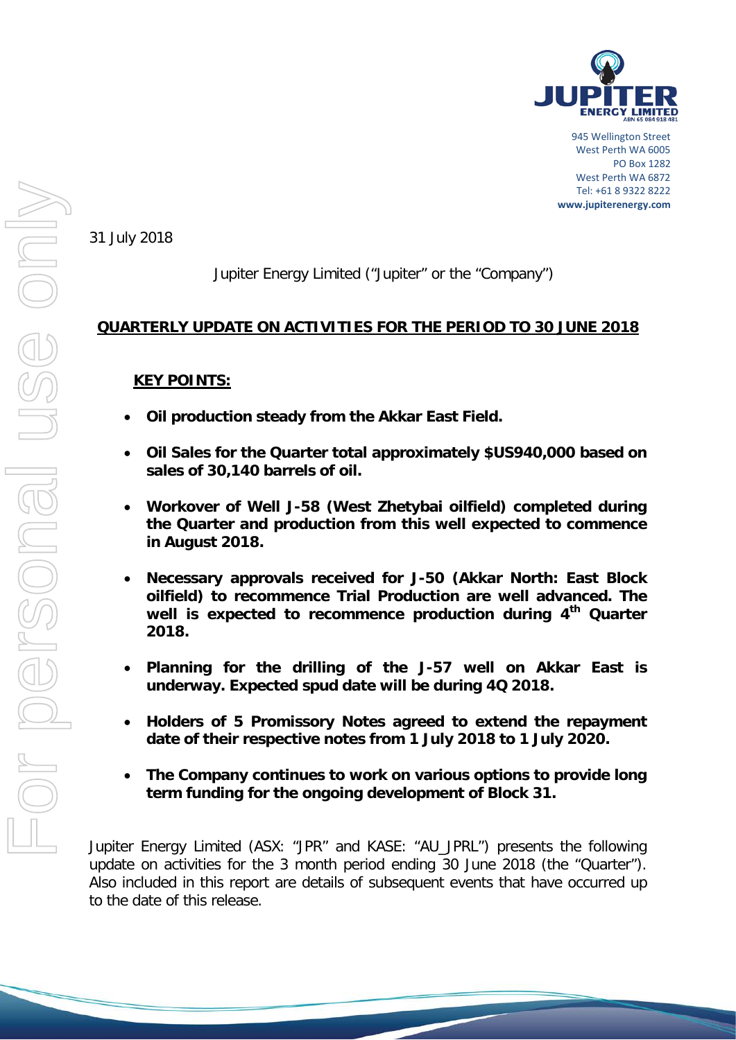945 Wellington Street
West Perth WA 6005
PO Box 1282
West Perth WA 6872
Tel: +61 8 9322 8222
**www.jupiterenergy.com**

31 July 2018

Jupiter Energy Limited ("Jupiter" or the "Company")

## QUARTERLY UPDATE ON ACTIVITIES FOR THE PERIOD TO 30 JUNE 2018

### KEY POINTS:

- **Oil production steady from the Akkar East Field.**
- **Oil Sales for the Quarter total approximately $US940,000 based on sales of 30,140 barrels of oil.**
- **Workover of Well J-58 (West Zhetybai oilfield) completed during the Quarter and production from this well expected to commence in August 2018.**
- **Necessary approvals received for J-50 (Akkar North: East Block oilfield) to recommence Trial Production are well advanced. The well is expected to recommence production during 4th Quarter 2018.**
- **Planning for the drilling of the J-57 well on Akkar East is underway. Expected spud date will be during 4Q 2018.**
- **Holders of 5 Promissory Notes agreed to extend the repayment date of their respective notes from 1 July 2018 to 1 July 2020.**
- **The Company continues to work on various options to provide long term funding for the ongoing development of Block 31.**

Jupiter Energy Limited (ASX: "JPR" and KASE: "AU_JPRL") presents the following update on activities for the 3 month period ending 30 June 2018 (the "Quarter"). Also included in this report are details of subsequent events that have occurred up to the date of this release.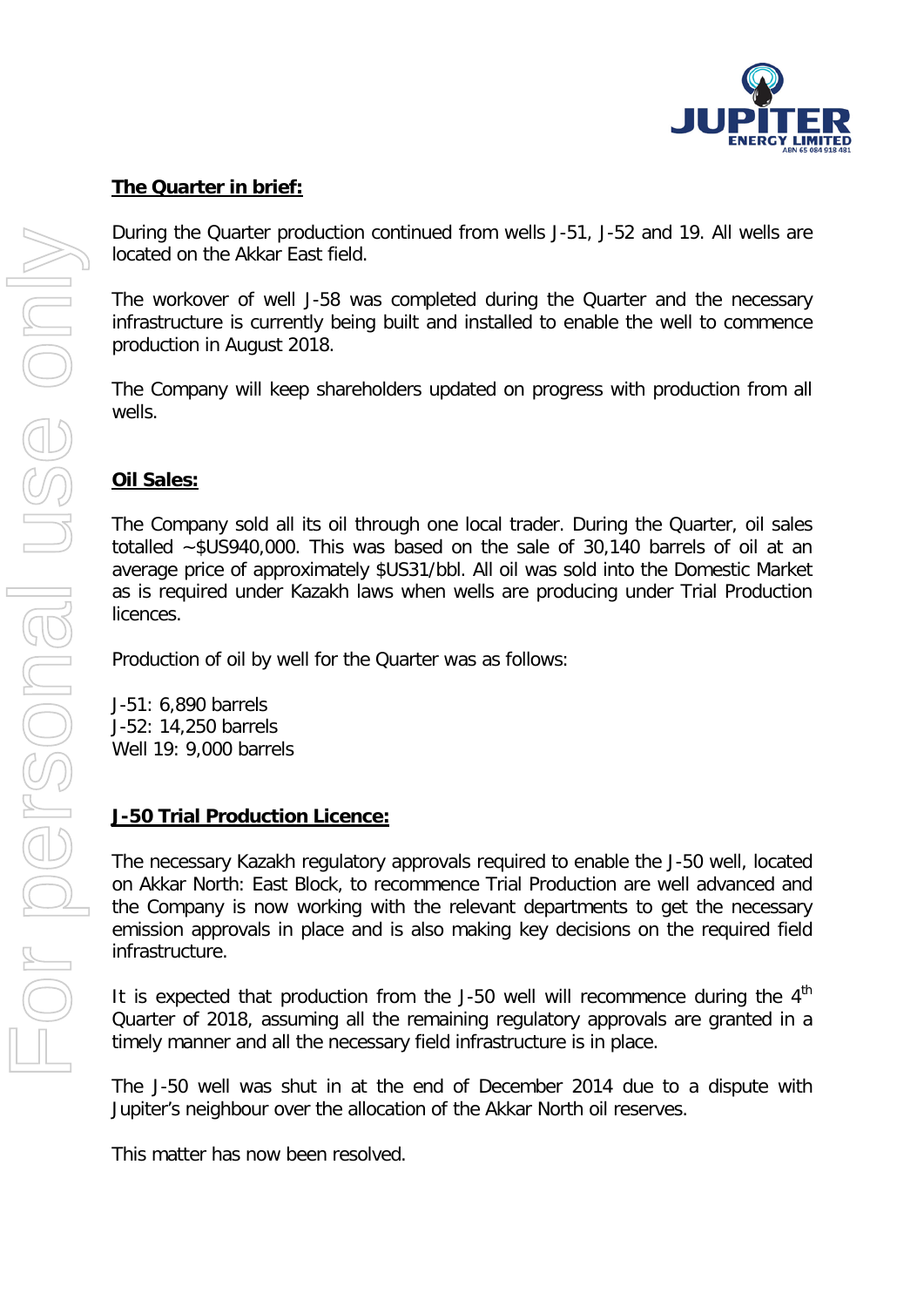**The Quarter in brief:**

During the Quarter production continued from wells J-51, J-52 and 19. All wells are located on the Akkar East field.

The workover of well J-58 was completed during the Quarter and the necessary infrastructure is currently being built and installed to enable the well to commence production in August 2018.

The Company will keep shareholders updated on progress with production from all wells.

**Oil Sales:**

The Company sold all its oil through one local trader. During the Quarter, oil sales totalled ~$US940,000. This was based on the sale of 30,140 barrels of oil at an average price of approximately $US31/bbl. All oil was sold into the Domestic Market as is required under Kazakh laws when wells are producing under Trial Production licences.

Production of oil by well for the Quarter was as follows:

J-51: 6,890 barrels
J-52: 14,250 barrels
Well 19: 9,000 barrels

**J-50 Trial Production Licence:**

The necessary Kazakh regulatory approvals required to enable the J-50 well, located on Akkar North: East Block, to recommence Trial Production are well advanced and the Company is now working with the relevant departments to get the necessary emission approvals in place and is also making key decisions on the required field infrastructure.

It is expected that production from the J-50 well will recommence during the 4th Quarter of 2018, assuming all the remaining regulatory approvals are granted in a timely manner and all the necessary field infrastructure is in place.

The J-50 well was shut in at the end of December 2014 due to a dispute with Jupiter's neighbour over the allocation of the Akkar North oil reserves.

This matter has now been resolved.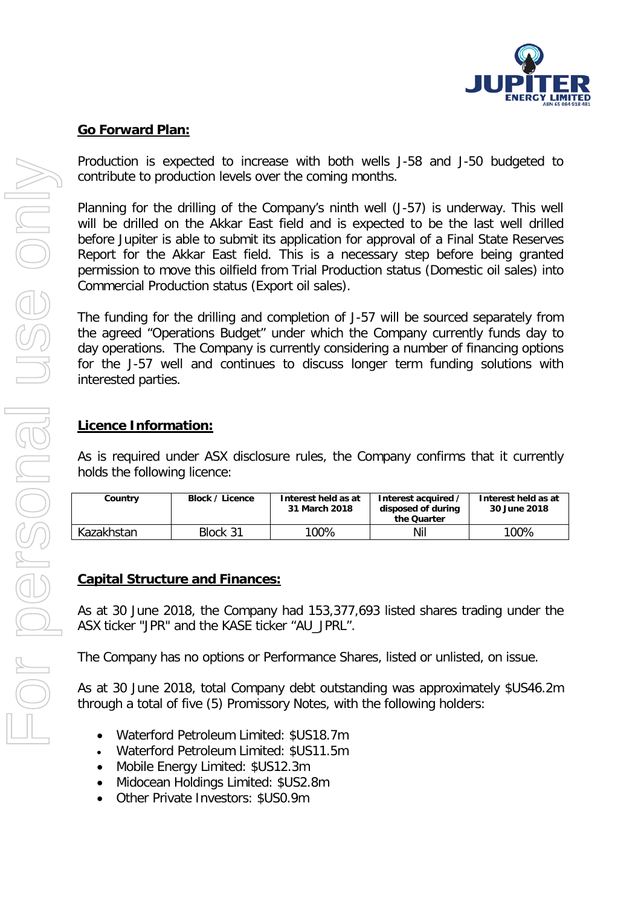## Go Forward Plan:

Production is expected to increase with both wells J-58 and J-50 budgeted to contribute to production levels over the coming months.

Planning for the drilling of the Company's ninth well (J-57) is underway. This well will be drilled on the Akkar East field and is expected to be the last well drilled before Jupiter is able to submit its application for approval of a Final State Reserves Report for the Akkar East field. This is a necessary step before being granted permission to move this oilfield from Trial Production status (Domestic oil sales) into Commercial Production status (Export oil sales).

The funding for the drilling and completion of J-57 will be sourced separately from the agreed "Operations Budget" under which the Company currently funds day to day operations. The Company is currently considering a number of financing options for the J-57 well and continues to discuss longer term funding solutions with interested parties.

## Licence Information:

As is required under ASX disclosure rules, the Company confirms that it currently holds the following licence:

| Country | Block / Licence | Interest held as at 31 March 2018 | Interest acquired / disposed of during the Quarter | Interest held as at 30 June 2018 |
|---|---|---|---|---|
| Kazakhstan | Block 31 | 100% | Nil | 100% |

## Capital Structure and Finances:

As at 30 June 2018, the Company had 153,377,693 listed shares trading under the ASX ticker "JPR" and the KASE ticker "AU_JPRL".

The Company has no options or Performance Shares, listed or unlisted, on issue.

As at 30 June 2018, total Company debt outstanding was approximately $US46.2m through a total of five (5) Promissory Notes, with the following holders:

- Waterford Petroleum Limited: $US18.7m
- Waterford Petroleum Limited: $US11.5m
- Mobile Energy Limited: $US12.3m
- Midocean Holdings Limited: $US2.8m
- Other Private Investors: $US0.9m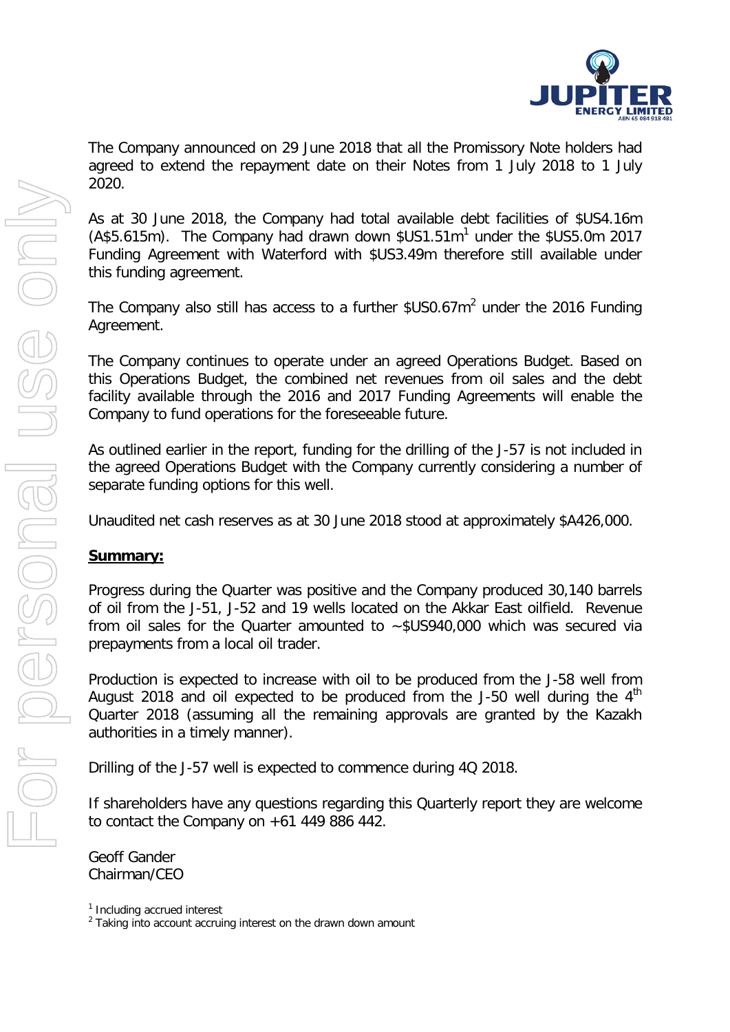The Company announced on 29 June 2018 that all the Promissory Note holders had agreed to extend the repayment date on their Notes from 1 July 2018 to 1 July 2020.

As at 30 June 2018, the Company had total available debt facilities of $US4.16m (A$5.615m). The Company had drawn down $US1.51m[1] under the $US5.0m 2017 Funding Agreement with Waterford with $US3.49m therefore still available under this funding agreement.

The Company also still has access to a further $US0.67m[2] under the 2016 Funding Agreement.

The Company continues to operate under an agreed Operations Budget. Based on this Operations Budget, the combined net revenues from oil sales and the debt facility available through the 2016 and 2017 Funding Agreements will enable the Company to fund operations for the foreseeable future.

As outlined earlier in the report, funding for the drilling of the J-57 is not included in the agreed Operations Budget with the Company currently considering a number of separate funding options for this well.

Unaudited net cash reserves as at 30 June 2018 stood at approximately $A426,000.

**Summary:**

Progress during the Quarter was positive and the Company produced 30,140 barrels of oil from the J-51, J-52 and 19 wells located on the Akkar East oilfield. Revenue from oil sales for the Quarter amounted to ~$US940,000 which was secured via prepayments from a local oil trader.

Production is expected to increase with oil to be produced from the J-58 well from August 2018 and oil expected to be produced from the J-50 well during the 4th Quarter 2018 (assuming all the remaining approvals are granted by the Kazakh authorities in a timely manner).

Drilling of the J-57 well is expected to commence during 4Q 2018.

If shareholders have any questions regarding this Quarterly report they are welcome to contact the Company on +61 449 886 442.

Geoff Gander
Chairman/CEO

[1] Including accrued interest
[2] Taking into account accruing interest on the drawn down amount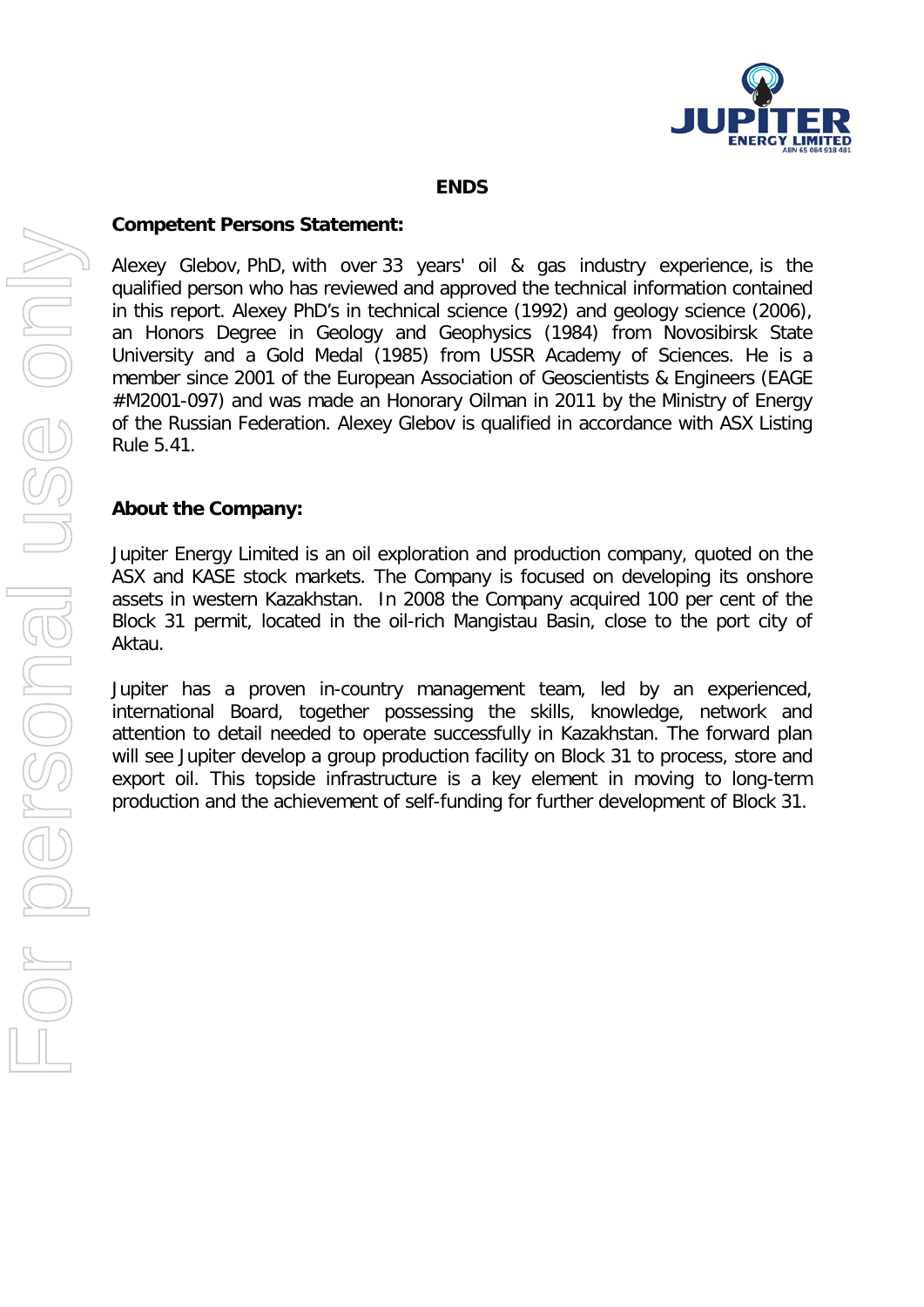**ENDS**

**Competent Persons Statement:**

Alexey Glebov, PhD, with over 33 years' oil & gas industry experience, is the qualified person who has reviewed and approved the technical information contained in this report. Alexey PhD's in technical science (1992) and geology science (2006), an Honors Degree in Geology and Geophysics (1984) from Novosibirsk State University and a Gold Medal (1985) from USSR Academy of Sciences. He is a member since 2001 of the European Association of Geoscientists & Engineers (EAGE #M2001-097) and was made an Honorary Oilman in 2011 by the Ministry of Energy of the Russian Federation. Alexey Glebov is qualified in accordance with ASX Listing Rule 5.41.

**About the Company:**

Jupiter Energy Limited is an oil exploration and production company, quoted on the ASX and KASE stock markets. The Company is focused on developing its onshore assets in western Kazakhstan. In 2008 the Company acquired 100 per cent of the Block 31 permit, located in the oil-rich Mangistau Basin, close to the port city of Aktau.

Jupiter has a proven in-country management team, led by an experienced, international Board, together possessing the skills, knowledge, network and attention to detail needed to operate successfully in Kazakhstan. The forward plan will see Jupiter develop a group production facility on Block 31 to process, store and export oil. This topside infrastructure is a key element in moving to long-term production and the achievement of self-funding for further development of Block 31.